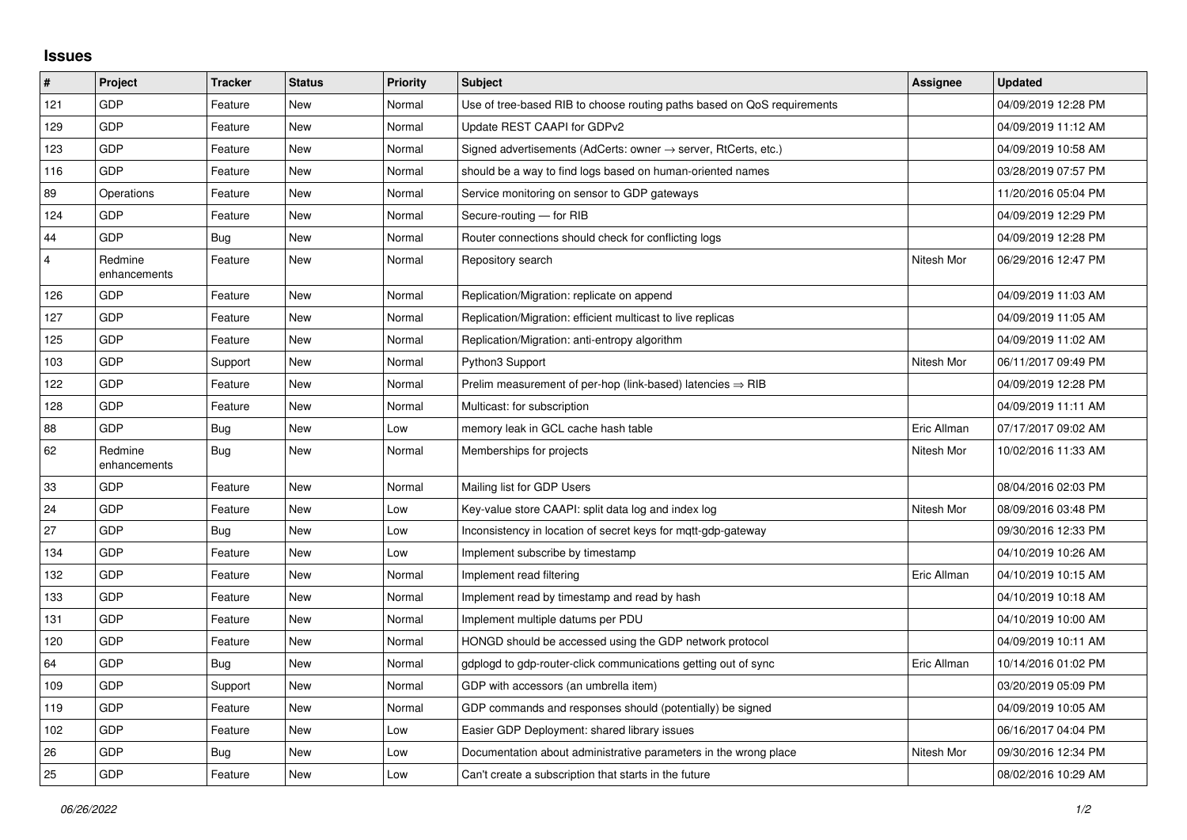## Issues

| # | Project | Tracker | Status | Priority | Subject | Assignee | Updated |
|---|---|---|---|---|---|---|---|
| 121 | GDP | Feature | New | Normal | Use of tree-based RIB to choose routing paths based on QoS requirements | | 04/09/2019 12:28 PM |
| 129 | GDP | Feature | New | Normal | Update REST CAAPI for GDPv2 | | 04/09/2019 11:12 AM |
| 123 | GDP | Feature | New | Normal | Signed advertisements (AdCerts: owner → server, RtCerts, etc.) | | 04/09/2019 10:58 AM |
| 116 | GDP | Feature | New | Normal | should be a way to find logs based on human-oriented names | | 03/28/2019 07:57 PM |
| 89 | Operations | Feature | New | Normal | Service monitoring on sensor to GDP gateways | | 11/20/2016 05:04 PM |
| 124 | GDP | Feature | New | Normal | Secure-routing — for RIB | | 04/09/2019 12:29 PM |
| 44 | GDP | Bug | New | Normal | Router connections should check for conflicting logs | | 04/09/2019 12:28 PM |
| 4 | Redmine enhancements | Feature | New | Normal | Repository search | Nitesh Mor | 06/29/2016 12:47 PM |
| 126 | GDP | Feature | New | Normal | Replication/Migration: replicate on append | | 04/09/2019 11:03 AM |
| 127 | GDP | Feature | New | Normal | Replication/Migration: efficient multicast to live replicas | | 04/09/2019 11:05 AM |
| 125 | GDP | Feature | New | Normal | Replication/Migration: anti-entropy algorithm | | 04/09/2019 11:02 AM |
| 103 | GDP | Support | New | Normal | Python3 Support | Nitesh Mor | 06/11/2017 09:49 PM |
| 122 | GDP | Feature | New | Normal | Prelim measurement of per-hop (link-based) latencies ⇒ RIB | | 04/09/2019 12:28 PM |
| 128 | GDP | Feature | New | Normal | Multicast: for subscription | | 04/09/2019 11:11 AM |
| 88 | GDP | Bug | New | Low | memory leak in GCL cache hash table | Eric Allman | 07/17/2017 09:02 AM |
| 62 | Redmine enhancements | Bug | New | Normal | Memberships for projects | Nitesh Mor | 10/02/2016 11:33 AM |
| 33 | GDP | Feature | New | Normal | Mailing list for GDP Users | | 08/04/2016 02:03 PM |
| 24 | GDP | Feature | New | Low | Key-value store CAAPI: split data log and index log | Nitesh Mor | 08/09/2016 03:48 PM |
| 27 | GDP | Bug | New | Low | Inconsistency in location of secret keys for mqtt-gdp-gateway | | 09/30/2016 12:33 PM |
| 134 | GDP | Feature | New | Low | Implement subscribe by timestamp | | 04/10/2019 10:26 AM |
| 132 | GDP | Feature | New | Normal | Implement read filtering | Eric Allman | 04/10/2019 10:15 AM |
| 133 | GDP | Feature | New | Normal | Implement read by timestamp and read by hash | | 04/10/2019 10:18 AM |
| 131 | GDP | Feature | New | Normal | Implement multiple datums per PDU | | 04/10/2019 10:00 AM |
| 120 | GDP | Feature | New | Normal | HONGD should be accessed using the GDP network protocol | | 04/09/2019 10:11 AM |
| 64 | GDP | Bug | New | Normal | gdplogd to gdp-router-click communications getting out of sync | Eric Allman | 10/14/2016 01:02 PM |
| 109 | GDP | Support | New | Normal | GDP with accessors (an umbrella item) | | 03/20/2019 05:09 PM |
| 119 | GDP | Feature | New | Normal | GDP commands and responses should (potentially) be signed | | 04/09/2019 10:05 AM |
| 102 | GDP | Feature | New | Low | Easier GDP Deployment: shared library issues | | 06/16/2017 04:04 PM |
| 26 | GDP | Bug | New | Low | Documentation about administrative parameters in the wrong place | Nitesh Mor | 09/30/2016 12:34 PM |
| 25 | GDP | Feature | New | Low | Can't create a subscription that starts in the future | | 08/02/2016 10:29 AM |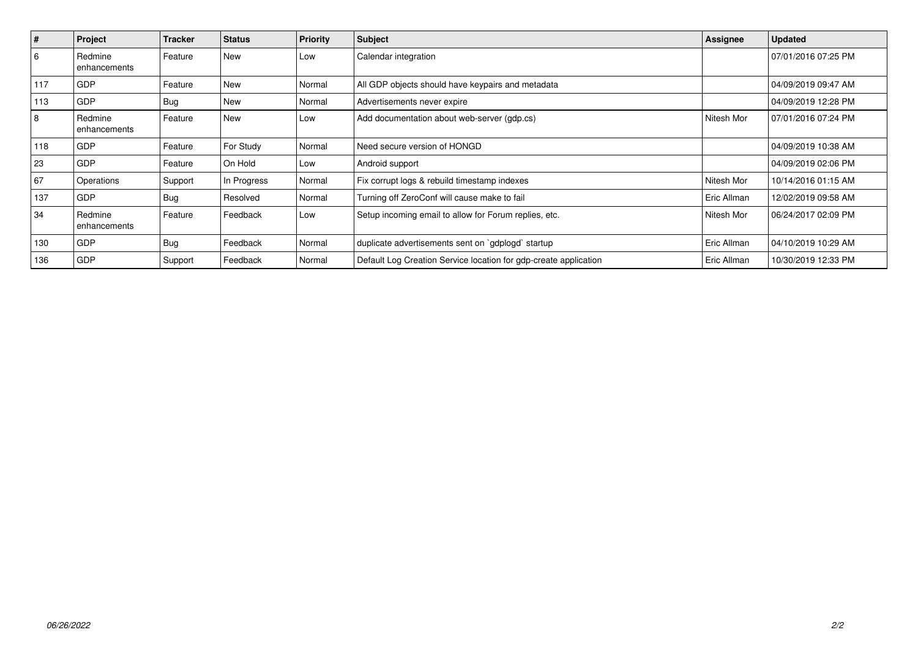| # | Project | Tracker | Status | Priority | Subject | Assignee | Updated |
|---|---|---|---|---|---|---|---|
| 6 | Redmine enhancements | Feature | New | Low | Calendar integration | | 07/01/2016 07:25 PM |
| 117 | GDP | Feature | New | Normal | All GDP objects should have keypairs and metadata | | 04/09/2019 09:47 AM |
| 113 | GDP | Bug | New | Normal | Advertisements never expire | | 04/09/2019 12:28 PM |
| 8 | Redmine enhancements | Feature | New | Low | Add documentation about web-server (gdp.cs) | Nitesh Mor | 07/01/2016 07:24 PM |
| 118 | GDP | Feature | For Study | Normal | Need secure version of HONGD | | 04/09/2019 10:38 AM |
| 23 | GDP | Feature | On Hold | Low | Android support | | 04/09/2019 02:06 PM |
| 67 | Operations | Support | In Progress | Normal | Fix corrupt logs & rebuild timestamp indexes | Nitesh Mor | 10/14/2016 01:15 AM |
| 137 | GDP | Bug | Resolved | Normal | Turning off ZeroConf will cause make to fail | Eric Allman | 12/02/2019 09:58 AM |
| 34 | Redmine enhancements | Feature | Feedback | Low | Setup incoming email to allow for Forum replies, etc. | Nitesh Mor | 06/24/2017 02:09 PM |
| 130 | GDP | Bug | Feedback | Normal | duplicate advertisements sent on `gdplogd` startup | Eric Allman | 04/10/2019 10:29 AM |
| 136 | GDP | Support | Feedback | Normal | Default Log Creation Service location for gdp-create application | Eric Allman | 10/30/2019 12:33 PM |